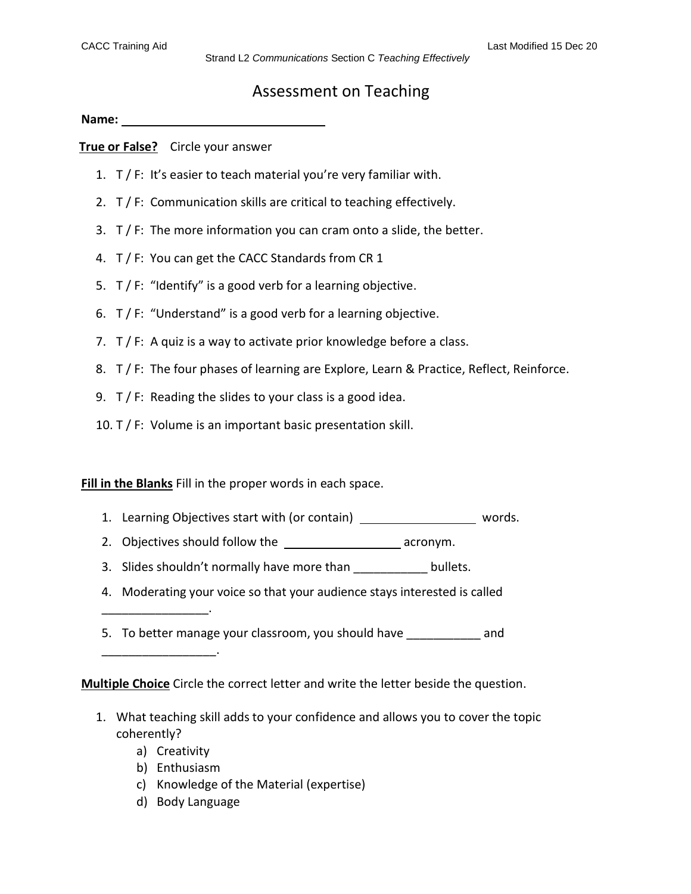# Assessment on Teaching

**Name:** ______________________________

**True or False?** Circle your answer

1. T / F: It's easier to teach material you're very familiar with.
2. T / F: Communication skills are critical to teaching effectively.
3. T / F: The more information you can cram onto a slide, the better.
4. T / F: You can get the CACC Standards from CR 1
5. T / F: "Identify" is a good verb for a learning objective.
6. T / F: "Understand" is a good verb for a learning objective.
7. T / F: A quiz is a way to activate prior knowledge before a class.
8. T / F: The four phases of learning are Explore, Learn & Practice, Reflect, Reinforce.
9. T / F: Reading the slides to your class is a good idea.
10. T / F: Volume is an important basic presentation skill.

**Fill in the Blanks** Fill in the proper words in each space.

1. Learning Objectives start with (or contain) _________________ words.
2. Objectives should follow the _________________ acronym.
3. Slides shouldn't normally have more than ___________ bullets.
4. Moderating your voice so that your audience stays interested is called ________________.
5. To better manage your classroom, you should have ___________ and _________________.

**Multiple Choice** Circle the correct letter and write the letter beside the question.

1. What teaching skill adds to your confidence and allows you to cover the topic coherently?
   a) Creativity
   b) Enthusiasm
   c) Knowledge of the Material (expertise)
   d) Body Language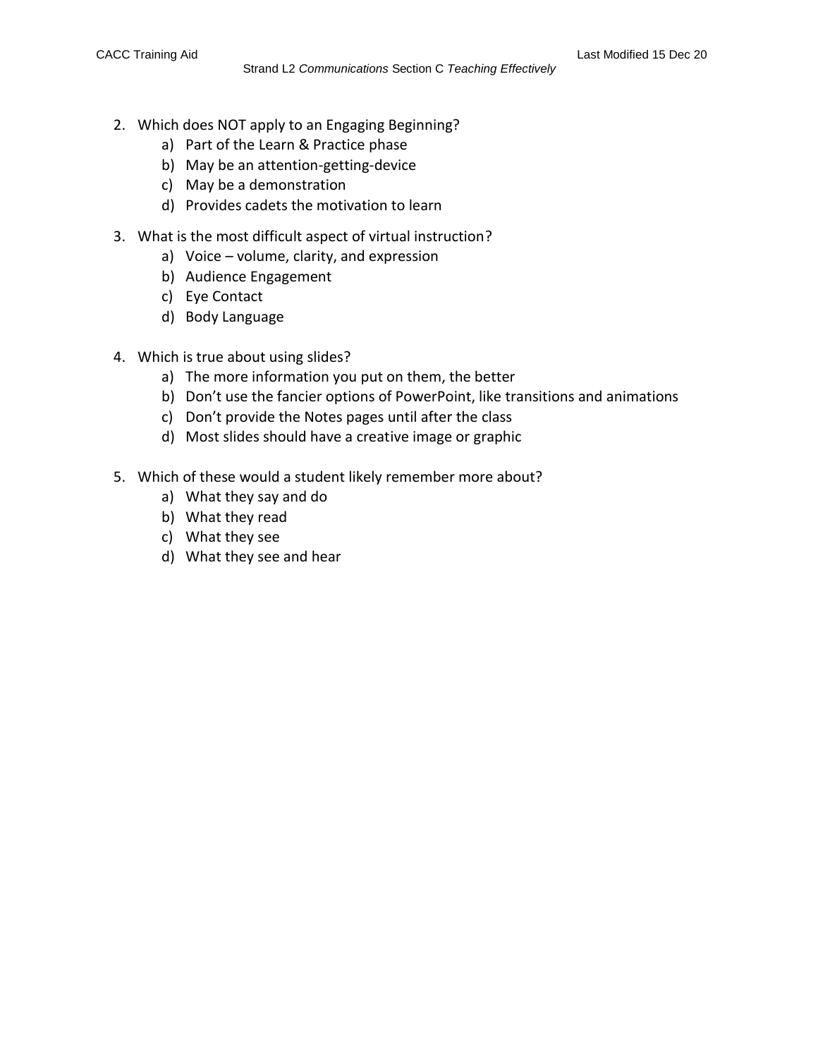2. Which does NOT apply to an Engaging Beginning?
    a) Part of the Learn & Practice phase
    b) May be an attention-getting-device
    c) May be a demonstration
    d) Provides cadets the motivation to learn

3. What is the most difficult aspect of virtual instruction?
    a) Voice – volume, clarity, and expression
    b) Audience Engagement
    c) Eye Contact
    d) Body Language

4. Which is true about using slides?
    a) The more information you put on them, the better
    b) Don't use the fancier options of PowerPoint, like transitions and animations
    c) Don't provide the Notes pages until after the class
    d) Most slides should have a creative image or graphic

5. Which of these would a student likely remember more about?
    a) What they say and do
    b) What they read
    c) What they see
    d) What they see and hear